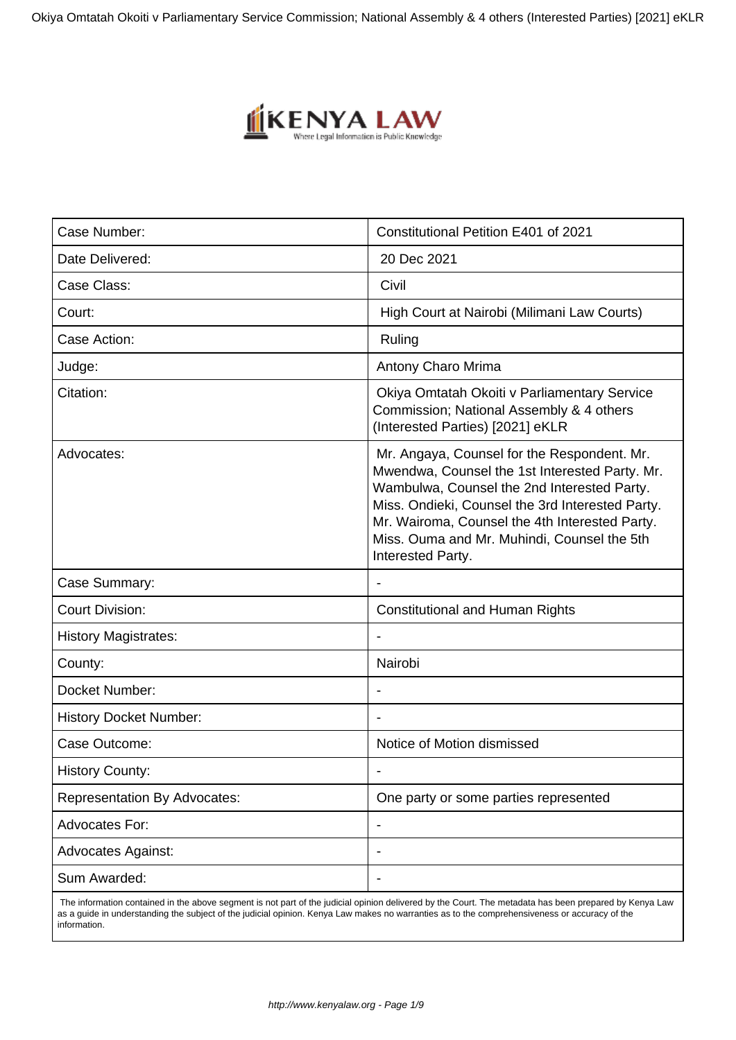| Case Number: | Constitutional Petition E401 of 2021 |
| --- | --- |
| Date Delivered: | 20 Dec 2021 |
| Case Class: | Civil |
| Court: | High Court at Nairobi (Milimani Law Courts) |
| Case Action: | Ruling |
| Judge: | Antony Charo Mrima |
| Citation: | Okiya Omtatah Okoiti v Parliamentary Service Commission; National Assembly & 4 others (Interested Parties) [2021] eKLR |
| Advocates: | Mr. Angaya, Counsel for the Respondent. Mr. Mwendwa, Counsel the 1st Interested Party. Mr. Wambulwa, Counsel the 2nd Interested Party. Miss. Ondieki, Counsel the 3rd Interested Party. Mr. Wairoma, Counsel the 4th Interested Party. Miss. Ouma and Mr. Muhindi, Counsel the 5th Interested Party. |
| Case Summary: | - |
| Court Division: | Constitutional and Human Rights |
| History Magistrates: | - |
| County: | Nairobi |
| Docket Number: | - |
| History Docket Number: | - |
| Case Outcome: | Notice of Motion dismissed |
| History County: | - |
| Representation By Advocates: | One party or some parties represented |
| Advocates For: | - |
| Advocates Against: | - |
| Sum Awarded: | - |

The information contained in the above segment is not part of the judicial opinion delivered by the Court. The metadata has been prepared by Kenya Law as a guide in understanding the subject of the judicial opinion. Kenya Law makes no warranties as to the comprehensiveness or accuracy of the information.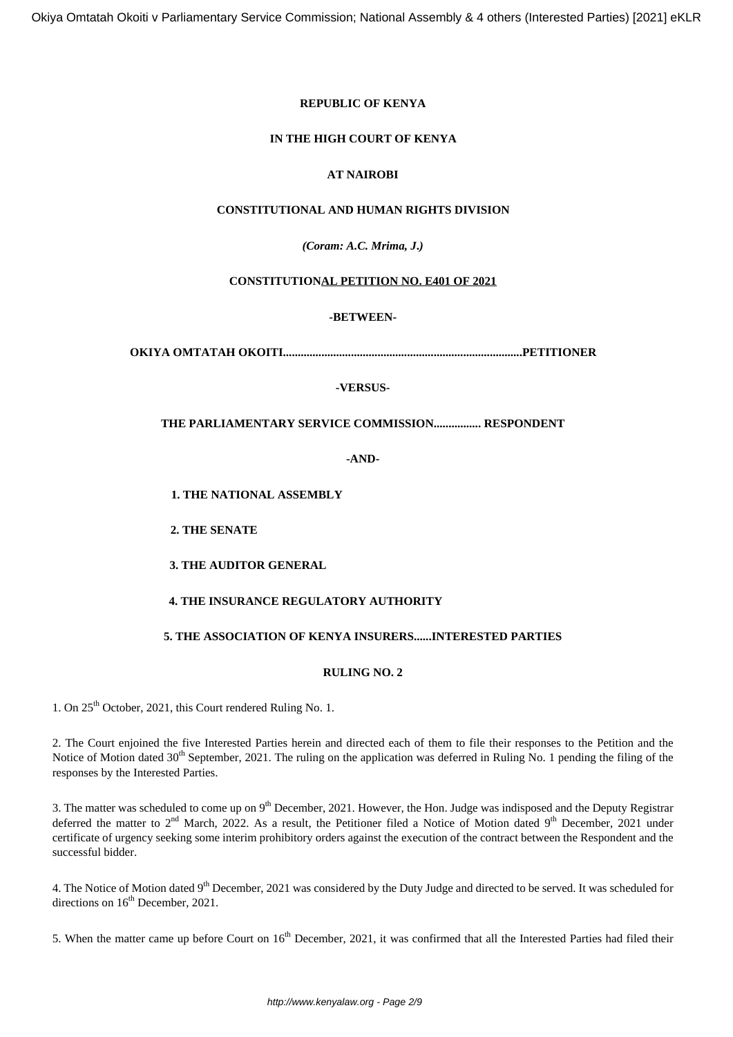**REPUBLIC OF KENYA**

**IN THE HIGH COURT OF KENYA**

**AT NAIROBI**

**CONSTITUTIONAL AND HUMAN RIGHTS DIVISION**

***(Coram: A.C. Mrima, J.)***

**CONSTITUTIONAL PETITION NO. E401 OF 2021**

**-BETWEEN-**

**OKIYA OMTATAH OKOITI...............................................................................PETITIONER**

**-VERSUS-**

**THE PARLIAMENTARY SERVICE COMMISSION................ RESPONDENT**

**-AND-**

**1. THE NATIONAL ASSEMBLY**

**2. THE SENATE**

**3. THE AUDITOR GENERAL**

**4. THE INSURANCE REGULATORY AUTHORITY**

**5. THE ASSOCIATION OF KENYA INSURERS......INTERESTED PARTIES**

**RULING NO. 2**

1. On 25th October, 2021, this Court rendered Ruling No. 1.

2. The Court enjoined the five Interested Parties herein and directed each of them to file their responses to the Petition and the Notice of Motion dated 30th September, 2021. The ruling on the application was deferred in Ruling No. 1 pending the filing of the responses by the Interested Parties.

3. The matter was scheduled to come up on 9th December, 2021. However, the Hon. Judge was indisposed and the Deputy Registrar deferred the matter to 2nd March, 2022. As a result, the Petitioner filed a Notice of Motion dated 9th December, 2021 under certificate of urgency seeking some interim prohibitory orders against the execution of the contract between the Respondent and the successful bidder.

4. The Notice of Motion dated 9th December, 2021 was considered by the Duty Judge and directed to be served. It was scheduled for directions on 16th December, 2021.

5. When the matter came up before Court on 16th December, 2021, it was confirmed that all the Interested Parties had filed their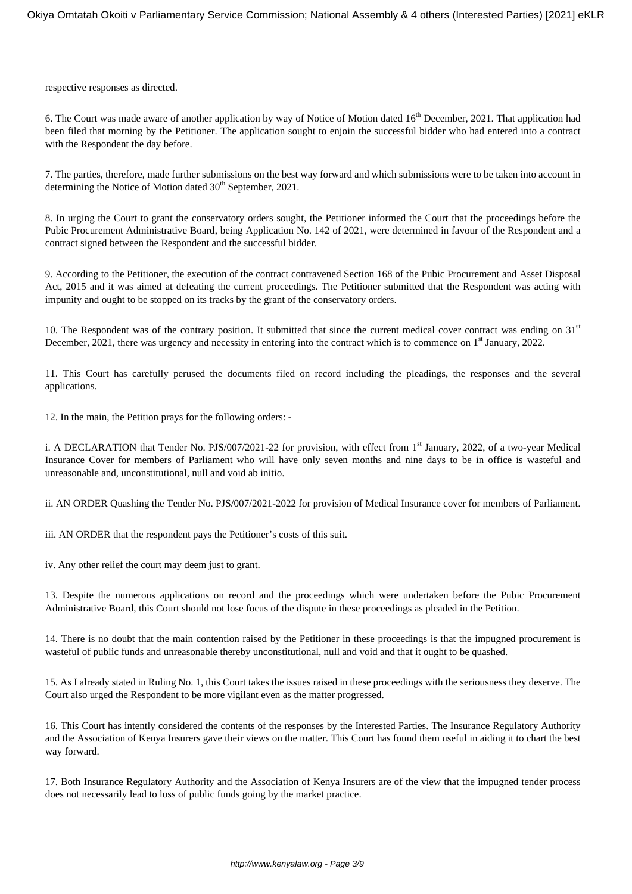respective responses as directed.

6. The Court was made aware of another application by way of Notice of Motion dated 16th December, 2021. That application had been filed that morning by the Petitioner. The application sought to enjoin the successful bidder who had entered into a contract with the Respondent the day before.

7. The parties, therefore, made further submissions on the best way forward and which submissions were to be taken into account in determining the Notice of Motion dated 30th September, 2021.

8. In urging the Court to grant the conservatory orders sought, the Petitioner informed the Court that the proceedings before the Pubic Procurement Administrative Board, being Application No. 142 of 2021, were determined in favour of the Respondent and a contract signed between the Respondent and the successful bidder.

9. According to the Petitioner, the execution of the contract contravened Section 168 of the Pubic Procurement and Asset Disposal Act, 2015 and it was aimed at defeating the current proceedings. The Petitioner submitted that the Respondent was acting with impunity and ought to be stopped on its tracks by the grant of the conservatory orders.

10. The Respondent was of the contrary position. It submitted that since the current medical cover contract was ending on 31st December, 2021, there was urgency and necessity in entering into the contract which is to commence on 1st January, 2022.

11. This Court has carefully perused the documents filed on record including the pleadings, the responses and the several applications.

12. In the main, the Petition prays for the following orders: -

i. A DECLARATION that Tender No. PJS/007/2021-22 for provision, with effect from 1st January, 2022, of a two-year Medical Insurance Cover for members of Parliament who will have only seven months and nine days to be in office is wasteful and unreasonable and, unconstitutional, null and void ab initio.

ii. AN ORDER Quashing the Tender No. PJS/007/2021-2022 for provision of Medical Insurance cover for members of Parliament.

iii. AN ORDER that the respondent pays the Petitioner's costs of this suit.

iv. Any other relief the court may deem just to grant.

13. Despite the numerous applications on record and the proceedings which were undertaken before the Pubic Procurement Administrative Board, this Court should not lose focus of the dispute in these proceedings as pleaded in the Petition.

14. There is no doubt that the main contention raised by the Petitioner in these proceedings is that the impugned procurement is wasteful of public funds and unreasonable thereby unconstitutional, null and void and that it ought to be quashed.

15. As I already stated in Ruling No. 1, this Court takes the issues raised in these proceedings with the seriousness they deserve. The Court also urged the Respondent to be more vigilant even as the matter progressed.

16. This Court has intently considered the contents of the responses by the Interested Parties. The Insurance Regulatory Authority and the Association of Kenya Insurers gave their views on the matter. This Court has found them useful in aiding it to chart the best way forward.

17. Both Insurance Regulatory Authority and the Association of Kenya Insurers are of the view that the impugned tender process does not necessarily lead to loss of public funds going by the market practice.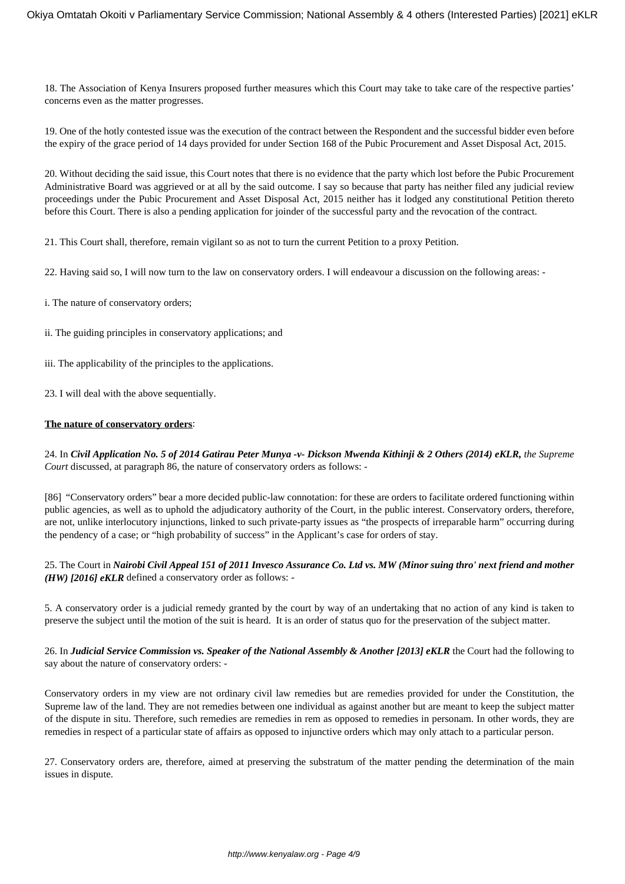18. The Association of Kenya Insurers proposed further measures which this Court may take to take care of the respective parties' concerns even as the matter progresses.

19. One of the hotly contested issue was the execution of the contract between the Respondent and the successful bidder even before the expiry of the grace period of 14 days provided for under Section 168 of the Pubic Procurement and Asset Disposal Act, 2015.

20. Without deciding the said issue, this Court notes that there is no evidence that the party which lost before the Pubic Procurement Administrative Board was aggrieved or at all by the said outcome. I say so because that party has neither filed any judicial review proceedings under the Pubic Procurement and Asset Disposal Act, 2015 neither has it lodged any constitutional Petition thereto before this Court. There is also a pending application for joinder of the successful party and the revocation of the contract.

21. This Court shall, therefore, remain vigilant so as not to turn the current Petition to a proxy Petition.

22. Having said so, I will now turn to the law on conservatory orders. I will endeavour a discussion on the following areas: -

i. The nature of conservatory orders;

ii. The guiding principles in conservatory applications; and

iii. The applicability of the principles to the applications.

23. I will deal with the above sequentially.

**The nature of conservatory orders**:

24. In ***Civil Application No. 5 of 2014 Gatirau Peter Munya -v- Dickson Mwenda Kithinji & 2 Others (2014) eKLR,*** *the Supreme Court* discussed, at paragraph 86, the nature of conservatory orders as follows: -

[86] "Conservatory orders" bear a more decided public-law connotation: for these are orders to facilitate ordered functioning within public agencies, as well as to uphold the adjudicatory authority of the Court, in the public interest. Conservatory orders, therefore, are not, unlike interlocutory injunctions, linked to such private-party issues as "the prospects of irreparable harm" occurring during the pendency of a case; or "high probability of success" in the Applicant's case for orders of stay.

25. The Court in ***Nairobi Civil Appeal 151 of 2011 Invesco Assurance Co. Ltd vs. MW (Minor suing thro' next friend and mother (HW) [2016] eKLR*** defined a conservatory order as follows: -

5. A conservatory order is a judicial remedy granted by the court by way of an undertaking that no action of any kind is taken to preserve the subject until the motion of the suit is heard. It is an order of status quo for the preservation of the subject matter.

26. In ***Judicial Service Commission vs. Speaker of the National Assembly & Another [2013] eKLR*** the Court had the following to say about the nature of conservatory orders: -

Conservatory orders in my view are not ordinary civil law remedies but are remedies provided for under the Constitution, the Supreme law of the land. They are not remedies between one individual as against another but are meant to keep the subject matter of the dispute in situ. Therefore, such remedies are remedies in rem as opposed to remedies in personam. In other words, they are remedies in respect of a particular state of affairs as opposed to injunctive orders which may only attach to a particular person.

27. Conservatory orders are, therefore, aimed at preserving the substratum of the matter pending the determination of the main issues in dispute.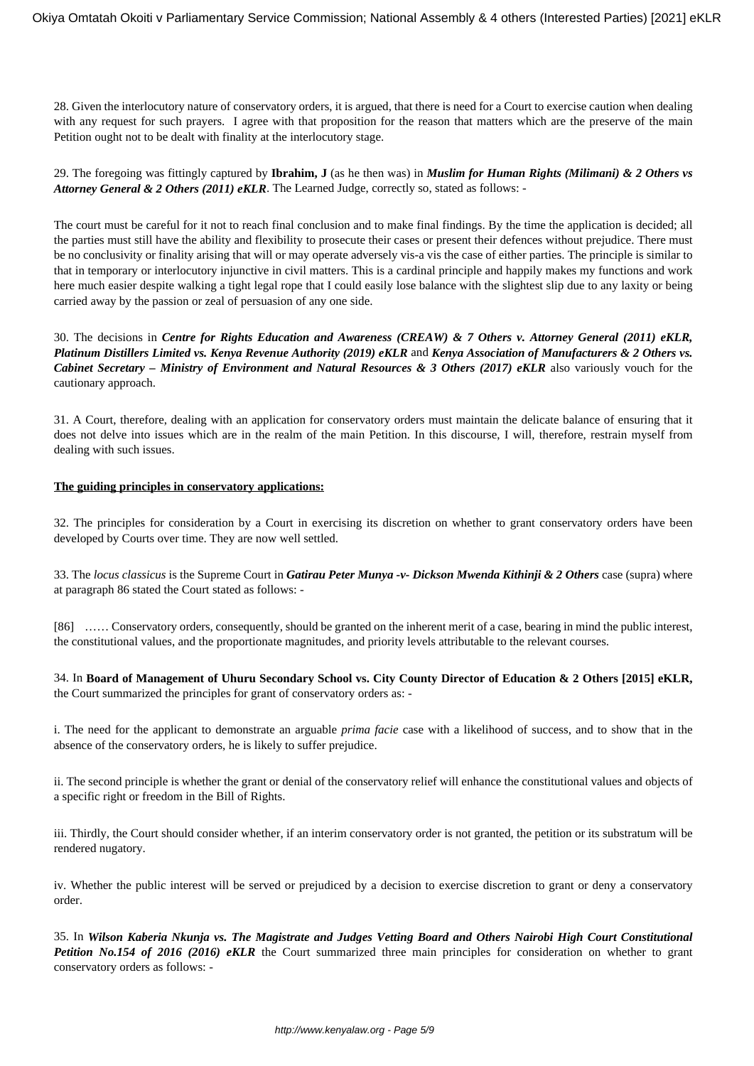28. Given the interlocutory nature of conservatory orders, it is argued, that there is need for a Court to exercise caution when dealing with any request for such prayers. I agree with that proposition for the reason that matters which are the preserve of the main Petition ought not to be dealt with finality at the interlocutory stage.

29. The foregoing was fittingly captured by **Ibrahim, J** (as he then was) in ***Muslim for Human Rights (Milimani) & 2 Others vs Attorney General & 2 Others (2011) eKLR***. The Learned Judge, correctly so, stated as follows: -

The court must be careful for it not to reach final conclusion and to make final findings. By the time the application is decided; all the parties must still have the ability and flexibility to prosecute their cases or present their defences without prejudice. There must be no conclusivity or finality arising that will or may operate adversely vis-a vis the case of either parties. The principle is similar to that in temporary or interlocutory injunctive in civil matters. This is a cardinal principle and happily makes my functions and work here much easier despite walking a tight legal rope that I could easily lose balance with the slightest slip due to any laxity or being carried away by the passion or zeal of persuasion of any one side.

30. The decisions in ***Centre for Rights Education and Awareness (CREAW) & 7 Others v. Attorney General (2011) eKLR, Platinum Distillers Limited vs. Kenya Revenue Authority (2019) eKLR*** and ***Kenya Association of Manufacturers & 2 Others vs. Cabinet Secretary – Ministry of Environment and Natural Resources & 3 Others (2017) eKLR*** also variously vouch for the cautionary approach.

31. A Court, therefore, dealing with an application for conservatory orders must maintain the delicate balance of ensuring that it does not delve into issues which are in the realm of the main Petition. In this discourse, I will, therefore, restrain myself from dealing with such issues.

**The guiding principles in conservatory applications:**

32. The principles for consideration by a Court in exercising its discretion on whether to grant conservatory orders have been developed by Courts over time. They are now well settled.

33. The *locus classicus* is the Supreme Court in ***Gatirau Peter Munya -v- Dickson Mwenda Kithinji & 2 Others*** case (supra) where at paragraph 86 stated the Court stated as follows: -

[86] …… Conservatory orders, consequently, should be granted on the inherent merit of a case, bearing in mind the public interest, the constitutional values, and the proportionate magnitudes, and priority levels attributable to the relevant courses.

34. In **Board of Management of Uhuru Secondary School vs. City County Director of Education & 2 Others [2015] eKLR,** the Court summarized the principles for grant of conservatory orders as: -

i. The need for the applicant to demonstrate an arguable *prima facie* case with a likelihood of success, and to show that in the absence of the conservatory orders, he is likely to suffer prejudice.

ii. The second principle is whether the grant or denial of the conservatory relief will enhance the constitutional values and objects of a specific right or freedom in the Bill of Rights.

iii. Thirdly, the Court should consider whether, if an interim conservatory order is not granted, the petition or its substratum will be rendered nugatory.

iv. Whether the public interest will be served or prejudiced by a decision to exercise discretion to grant or deny a conservatory order.

35. In ***Wilson Kaberia Nkunja vs. The Magistrate and Judges Vetting Board and Others Nairobi High Court Constitutional Petition No.154 of 2016 (2016) eKLR*** the Court summarized three main principles for consideration on whether to grant conservatory orders as follows: -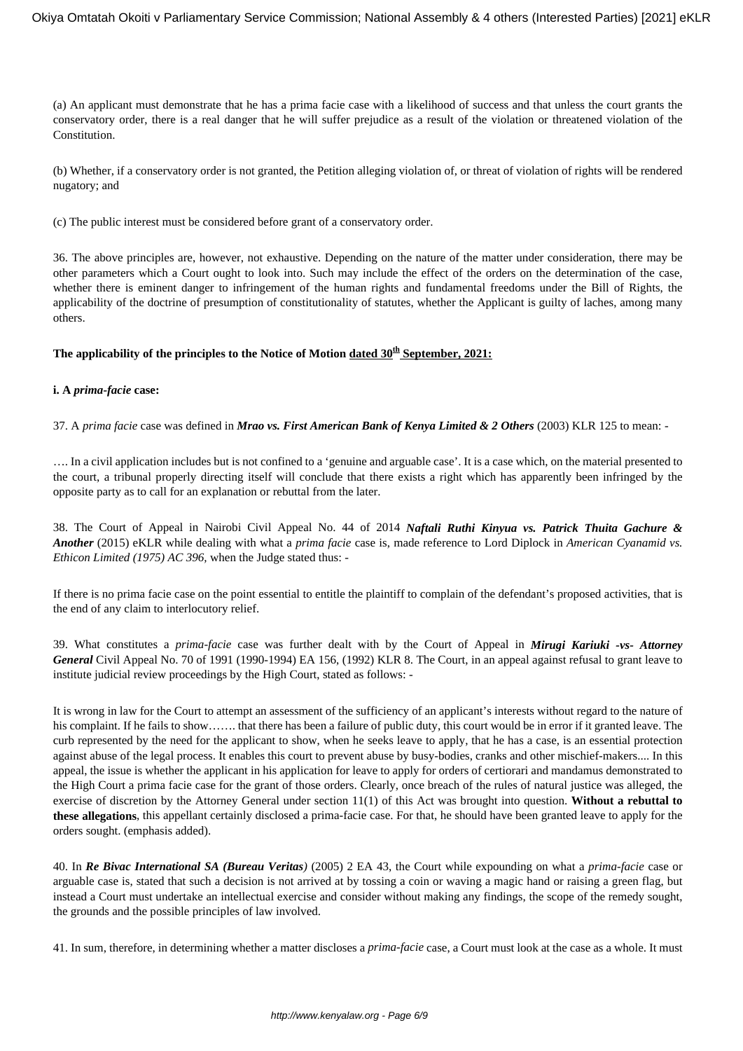(a) An applicant must demonstrate that he has a prima facie case with a likelihood of success and that unless the court grants the conservatory order, there is a real danger that he will suffer prejudice as a result of the violation or threatened violation of the Constitution.

(b) Whether, if a conservatory order is not granted, the Petition alleging violation of, or threat of violation of rights will be rendered nugatory; and

(c) The public interest must be considered before grant of a conservatory order.

36. The above principles are, however, not exhaustive. Depending on the nature of the matter under consideration, there may be other parameters which a Court ought to look into. Such may include the effect of the orders on the determination of the case, whether there is eminent danger to infringement of the human rights and fundamental freedoms under the Bill of Rights, the applicability of the doctrine of presumption of constitutionality of statutes, whether the Applicant is guilty of laches, among many others.

**The applicability of the principles to the Notice of Motion dated 30th September, 2021:**

**i. A *prima-facie* case:**

37. A *prima facie* case was defined in ***Mrao vs. First American Bank of Kenya Limited & 2 Others*** (2003) KLR 125 to mean: -

…. In a civil application includes but is not confined to a 'genuine and arguable case'. It is a case which, on the material presented to the court, a tribunal properly directing itself will conclude that there exists a right which has apparently been infringed by the opposite party as to call for an explanation or rebuttal from the later.

38. The Court of Appeal in Nairobi Civil Appeal No. 44 of 2014 ***Naftali Ruthi Kinyua vs. Patrick Thuita Gachure & Another*** (2015) eKLR while dealing with what a *prima facie* case is, made reference to Lord Diplock in *American Cyanamid vs. Ethicon Limited (1975) AC 396,* when the Judge stated thus: -

If there is no prima facie case on the point essential to entitle the plaintiff to complain of the defendant's proposed activities, that is the end of any claim to interlocutory relief.

39. What constitutes a *prima-facie* case was further dealt with by the Court of Appeal in ***Mirugi Kariuki -vs- Attorney General*** Civil Appeal No. 70 of 1991 (1990-1994) EA 156, (1992) KLR 8. The Court, in an appeal against refusal to grant leave to institute judicial review proceedings by the High Court, stated as follows: -

It is wrong in law for the Court to attempt an assessment of the sufficiency of an applicant's interests without regard to the nature of his complaint. If he fails to show……. that there has been a failure of public duty, this court would be in error if it granted leave. The curb represented by the need for the applicant to show, when he seeks leave to apply, that he has a case, is an essential protection against abuse of the legal process. It enables this court to prevent abuse by busy-bodies, cranks and other mischief-makers.... In this appeal, the issue is whether the applicant in his application for leave to apply for orders of certiorari and mandamus demonstrated to the High Court a prima facie case for the grant of those orders. Clearly, once breach of the rules of natural justice was alleged, the exercise of discretion by the Attorney General under section 11(1) of this Act was brought into question. **Without a rebuttal to these allegations**, this appellant certainly disclosed a prima-facie case. For that, he should have been granted leave to apply for the orders sought. (emphasis added).

40. In ***Re Bivac International SA (Bureau Veritas)*** (2005) 2 EA 43, the Court while expounding on what a *prima-facie* case or arguable case is, stated that such a decision is not arrived at by tossing a coin or waving a magic hand or raising a green flag, but instead a Court must undertake an intellectual exercise and consider without making any findings, the scope of the remedy sought, the grounds and the possible principles of law involved.

41. In sum, therefore, in determining whether a matter discloses a *prima-facie* case, a Court must look at the case as a whole. It must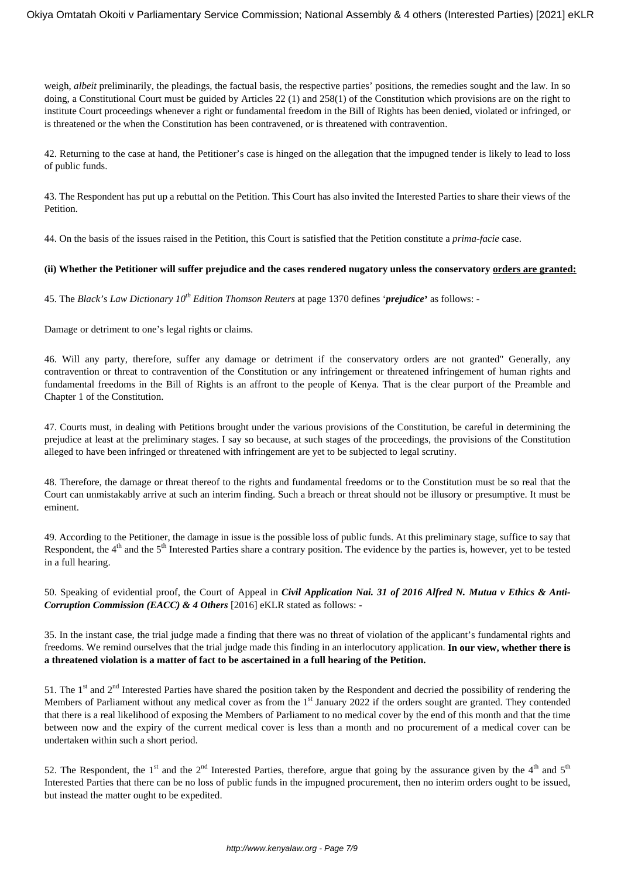weigh, *albeit* preliminarily, the pleadings, the factual basis, the respective parties' positions, the remedies sought and the law. In so doing, a Constitutional Court must be guided by Articles 22 (1) and 258(1) of the Constitution which provisions are on the right to institute Court proceedings whenever a right or fundamental freedom in the Bill of Rights has been denied, violated or infringed, or is threatened or the when the Constitution has been contravened, or is threatened with contravention.

42. Returning to the case at hand, the Petitioner's case is hinged on the allegation that the impugned tender is likely to lead to loss of public funds.

43. The Respondent has put up a rebuttal on the Petition. This Court has also invited the Interested Parties to share their views of the Petition.

44. On the basis of the issues raised in the Petition, this Court is satisfied that the Petition constitute a *prima-facie* case.

**(ii) Whether the Petitioner will suffer prejudice and the cases rendered nugatory unless the conservatory orders are granted:**

45. The *Black's Law Dictionary 10th Edition Thomson Reuters* at page 1370 defines '***prejudice***' as follows: -

Damage or detriment to one's legal rights or claims.

46. Will any party, therefore, suffer any damage or detriment if the conservatory orders are not granted" Generally, any contravention or threat to contravention of the Constitution or any infringement or threatened infringement of human rights and fundamental freedoms in the Bill of Rights is an affront to the people of Kenya. That is the clear purport of the Preamble and Chapter 1 of the Constitution.

47. Courts must, in dealing with Petitions brought under the various provisions of the Constitution, be careful in determining the prejudice at least at the preliminary stages. I say so because, at such stages of the proceedings, the provisions of the Constitution alleged to have been infringed or threatened with infringement are yet to be subjected to legal scrutiny.

48. Therefore, the damage or threat thereof to the rights and fundamental freedoms or to the Constitution must be so real that the Court can unmistakably arrive at such an interim finding. Such a breach or threat should not be illusory or presumptive. It must be eminent.

49. According to the Petitioner, the damage in issue is the possible loss of public funds. At this preliminary stage, suffice to say that Respondent, the 4th and the 5th Interested Parties share a contrary position. The evidence by the parties is, however, yet to be tested in a full hearing.

50. Speaking of evidential proof, the Court of Appeal in ***Civil Application Nai. 31 of 2016 Alfred N. Mutua v Ethics & Anti-Corruption Commission (EACC) & 4 Others*** [2016] eKLR stated as follows: -

35. In the instant case, the trial judge made a finding that there was no threat of violation of the applicant's fundamental rights and freedoms. We remind ourselves that the trial judge made this finding in an interlocutory application. **In our view, whether there is a threatened violation is a matter of fact to be ascertained in a full hearing of the Petition.**

51. The 1st and 2nd Interested Parties have shared the position taken by the Respondent and decried the possibility of rendering the Members of Parliament without any medical cover as from the 1st January 2022 if the orders sought are granted. They contended that there is a real likelihood of exposing the Members of Parliament to no medical cover by the end of this month and that the time between now and the expiry of the current medical cover is less than a month and no procurement of a medical cover can be undertaken within such a short period.

52. The Respondent, the 1st and the 2nd Interested Parties, therefore, argue that going by the assurance given by the 4th and 5th Interested Parties that there can be no loss of public funds in the impugned procurement, then no interim orders ought to be issued, but instead the matter ought to be expedited.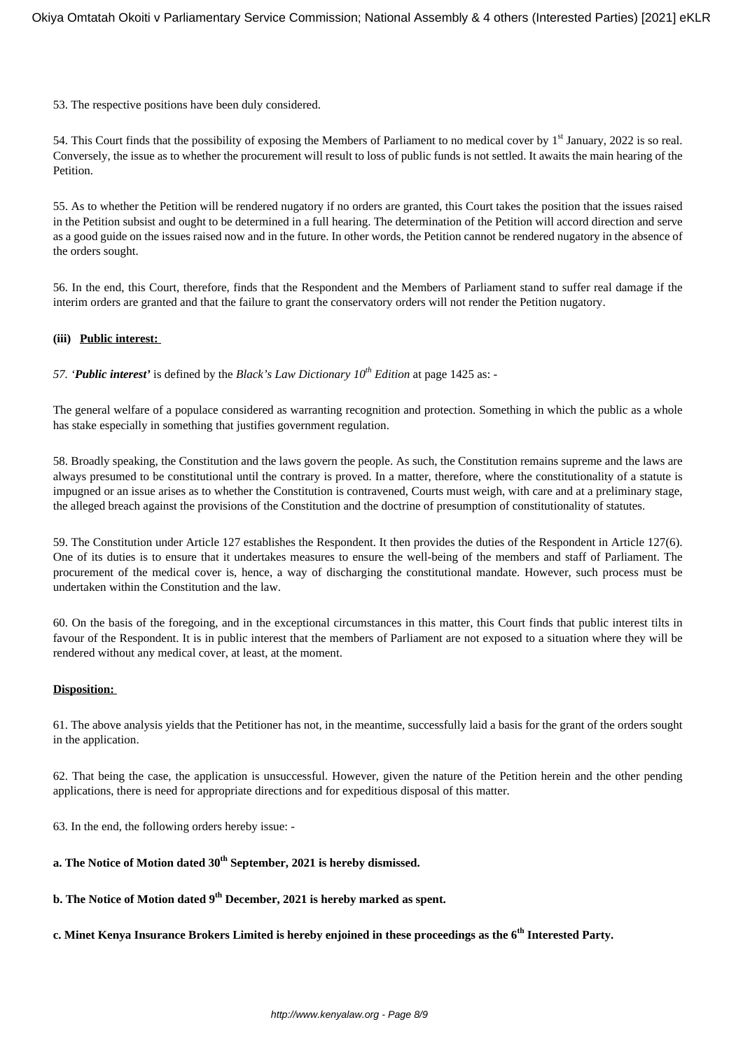53. The respective positions have been duly considered.

54. This Court finds that the possibility of exposing the Members of Parliament to no medical cover by 1st January, 2022 is so real. Conversely, the issue as to whether the procurement will result to loss of public funds is not settled. It awaits the main hearing of the Petition.

55. As to whether the Petition will be rendered nugatory if no orders are granted, this Court takes the position that the issues raised in the Petition subsist and ought to be determined in a full hearing. The determination of the Petition will accord direction and serve as a good guide on the issues raised now and in the future. In other words, the Petition cannot be rendered nugatory in the absence of the orders sought.

56. In the end, this Court, therefore, finds that the Respondent and the Members of Parliament stand to suffer real damage if the interim orders are granted and that the failure to grant the conservatory orders will not render the Petition nugatory.

**(iii) Public interest:**

*57. '**Public interest'*** is defined by the *Black's Law Dictionary 10th Edition* at page 1425 as: -

The general welfare of a populace considered as warranting recognition and protection. Something in which the public as a whole has stake especially in something that justifies government regulation.

58. Broadly speaking, the Constitution and the laws govern the people. As such, the Constitution remains supreme and the laws are always presumed to be constitutional until the contrary is proved. In a matter, therefore, where the constitutionality of a statute is impugned or an issue arises as to whether the Constitution is contravened, Courts must weigh, with care and at a preliminary stage, the alleged breach against the provisions of the Constitution and the doctrine of presumption of constitutionality of statutes.

59. The Constitution under Article 127 establishes the Respondent. It then provides the duties of the Respondent in Article 127(6). One of its duties is to ensure that it undertakes measures to ensure the well-being of the members and staff of Parliament. The procurement of the medical cover is, hence, a way of discharging the constitutional mandate. However, such process must be undertaken within the Constitution and the law.

60. On the basis of the foregoing, and in the exceptional circumstances in this matter, this Court finds that public interest tilts in favour of the Respondent. It is in public interest that the members of Parliament are not exposed to a situation where they will be rendered without any medical cover, at least, at the moment.

**Disposition:**

61. The above analysis yields that the Petitioner has not, in the meantime, successfully laid a basis for the grant of the orders sought in the application.

62. That being the case, the application is unsuccessful. However, given the nature of the Petition herein and the other pending applications, there is need for appropriate directions and for expeditious disposal of this matter.

63. In the end, the following orders hereby issue: -

**a. The Notice of Motion dated 30th September, 2021 is hereby dismissed.**

**b. The Notice of Motion dated 9th December, 2021 is hereby marked as spent.**

**c. Minet Kenya Insurance Brokers Limited is hereby enjoined in these proceedings as the 6th Interested Party.**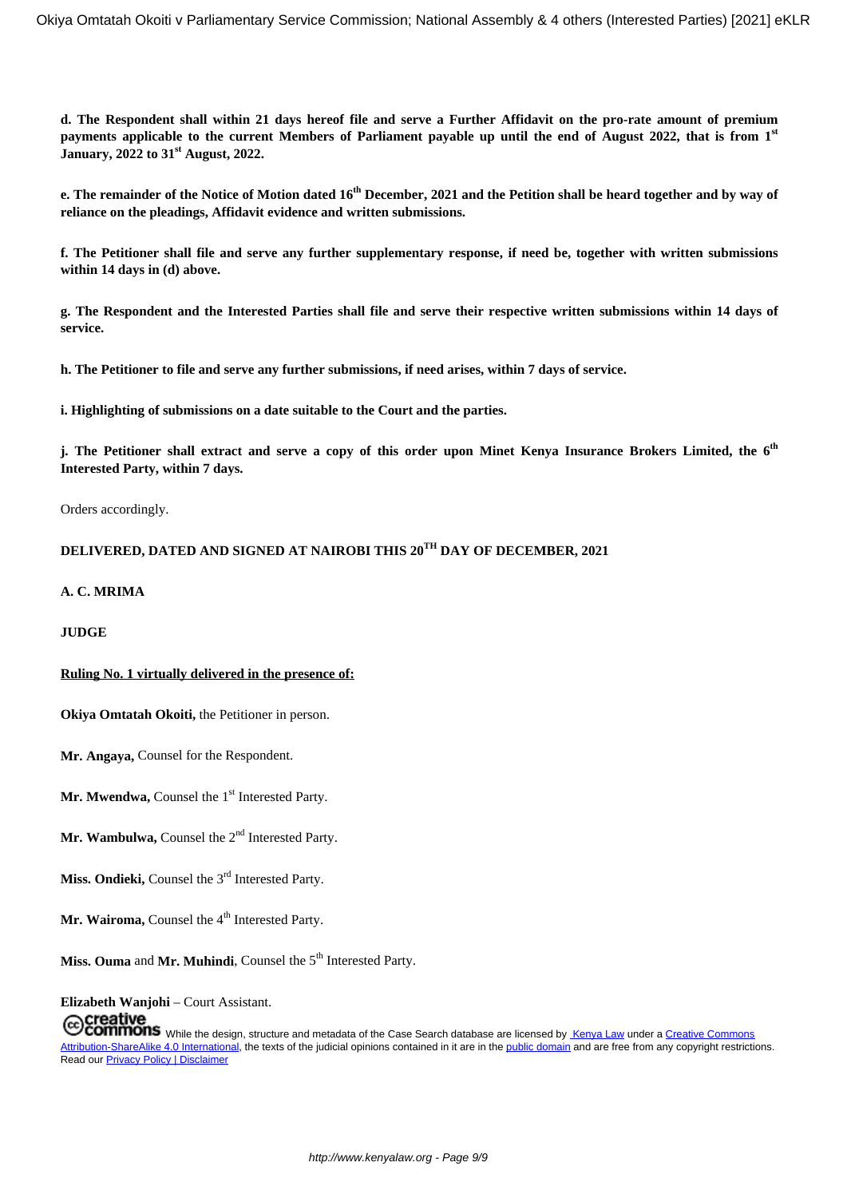**d. The Respondent shall within 21 days hereof file and serve a Further Affidavit on the pro-rate amount of premium payments applicable to the current Members of Parliament payable up until the end of August 2022, that is from 1st January, 2022 to 31st August, 2022.**

**e. The remainder of the Notice of Motion dated 16th December, 2021 and the Petition shall be heard together and by way of reliance on the pleadings, Affidavit evidence and written submissions.**

**f. The Petitioner shall file and serve any further supplementary response, if need be, together with written submissions within 14 days in (d) above.**

**g. The Respondent and the Interested Parties shall file and serve their respective written submissions within 14 days of service.**

**h. The Petitioner to file and serve any further submissions, if need arises, within 7 days of service.**

**i. Highlighting of submissions on a date suitable to the Court and the parties.**

**j. The Petitioner shall extract and serve a copy of this order upon Minet Kenya Insurance Brokers Limited, the 6th Interested Party, within 7 days.**

Orders accordingly.

**DELIVERED, DATED AND SIGNED AT NAIROBI THIS 20TH DAY OF DECEMBER, 2021**

**A. C. MRIMA**

**JUDGE**

**Ruling No. 1 virtually delivered in the presence of:**

**Okiya Omtatah Okoiti,** the Petitioner in person.

**Mr. Angaya,** Counsel for the Respondent.

**Mr. Mwendwa,** Counsel the 1st Interested Party.

**Mr. Wambulwa,** Counsel the 2nd Interested Party.

**Miss. Ondieki,** Counsel the 3rd Interested Party.

**Mr. Wairoma,** Counsel the 4th Interested Party.

**Miss. Ouma** and **Mr. Muhindi**, Counsel the 5th Interested Party.

**Elizabeth Wanjohi** – Court Assistant.

While the design, structure and metadata of the Case Search database are licensed by Kenya Law under a Creative Commons Attribution-ShareAlike 4.0 International, the texts of the judicial opinions contained in it are in the public domain and are free from any copyright restrictions. Read our Privacy Policy | Disclaimer